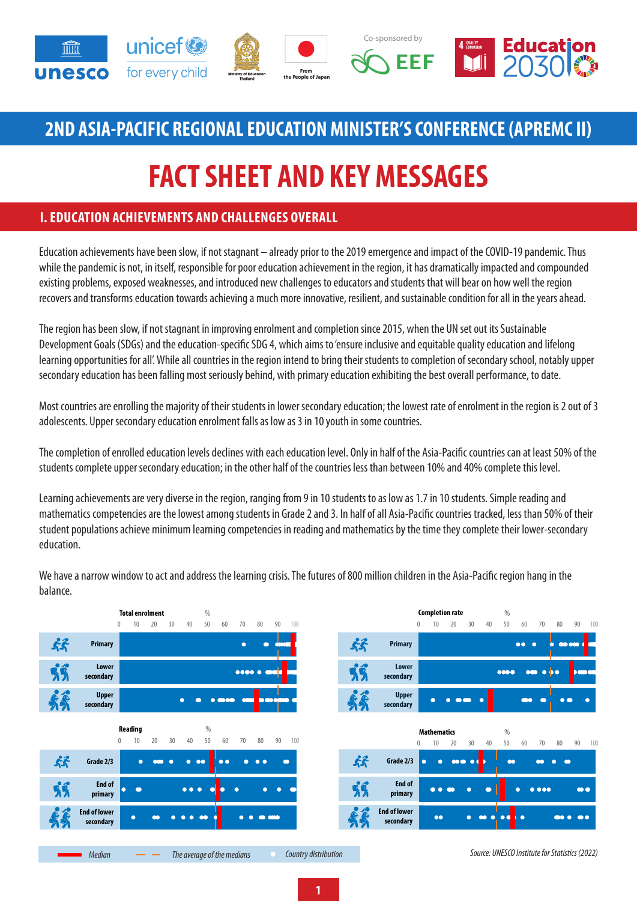Co-sponsored by

# 2ND ASIA-PACIFIC REGIONAL EDUCATION MINISTER'S CONFERENCE (APREMC II)

# FACT SHEET AND KEY MESSAGES

## I. EDUCATION ACHIEVEMENTS AND CHALLENGES OVERALL

Education achievements have been slow, if not stagnant – already prior to the 2019 emergence and impact of the COVID-19 pandemic. Thus while the pandemic is not, in itself, responsible for poor education achievement in the region, it has dramatically impacted and compounded existing problems, exposed weaknesses, and introduced new challenges to educators and students that will bear on how well the region recovers and transforms education towards achieving a much more innovative, resilient, and sustainable condition for all in the years ahead.

The region has been slow, if not stagnant in improving enrolment and completion since 2015, when the UN set out its Sustainable Development Goals (SDGs) and the education-specific SDG 4, which aims to 'ensure inclusive and equitable quality education and lifelong learning opportunities for all'. While all countries in the region intend to bring their students to completion of secondary school, notably upper secondary education has been falling most seriously behind, with primary education exhibiting the best overall performance, to date.

Most countries are enrolling the majority of their students in lower secondary education; the lowest rate of enrolment in the region is 2 out of 3 adolescents. Upper secondary education enrolment falls as low as 3 in 10 youth in some countries.

The completion of enrolled education levels declines with each education level. Only in half of the Asia-Pacific countries can at least 50% of the students complete upper secondary education; in the other half of the countries less than between 10% and 40% complete this level.

Learning achievements are very diverse in the region, ranging from 9 in 10 students to as low as 1.7 in 10 students. Simple reading and mathematics competencies are the lowest among students in Grade 2 and 3. In half of all Asia-Pacific countries tracked, less than 50% of their student populations achieve minimum learning competencies in reading and mathematics by the time they complete their lower-secondary education.

We have a narrow window to act and address the learning crisis. The futures of 800 million children in the Asia-Pacific region hang in the balance.

Total enrolment (%): Primary; Lower secondary; Upper secondary

Completion rate (%): Primary; Lower secondary; Upper secondary

Reading (%): Grade 2/3; End of primary; End of lower secondary

Mathematics (%): Grade 2/3; End of primary; End of lower secondary

Median — The average of the medians — Country distribution

*Source: UNESCO Institute for Statistics (2022)*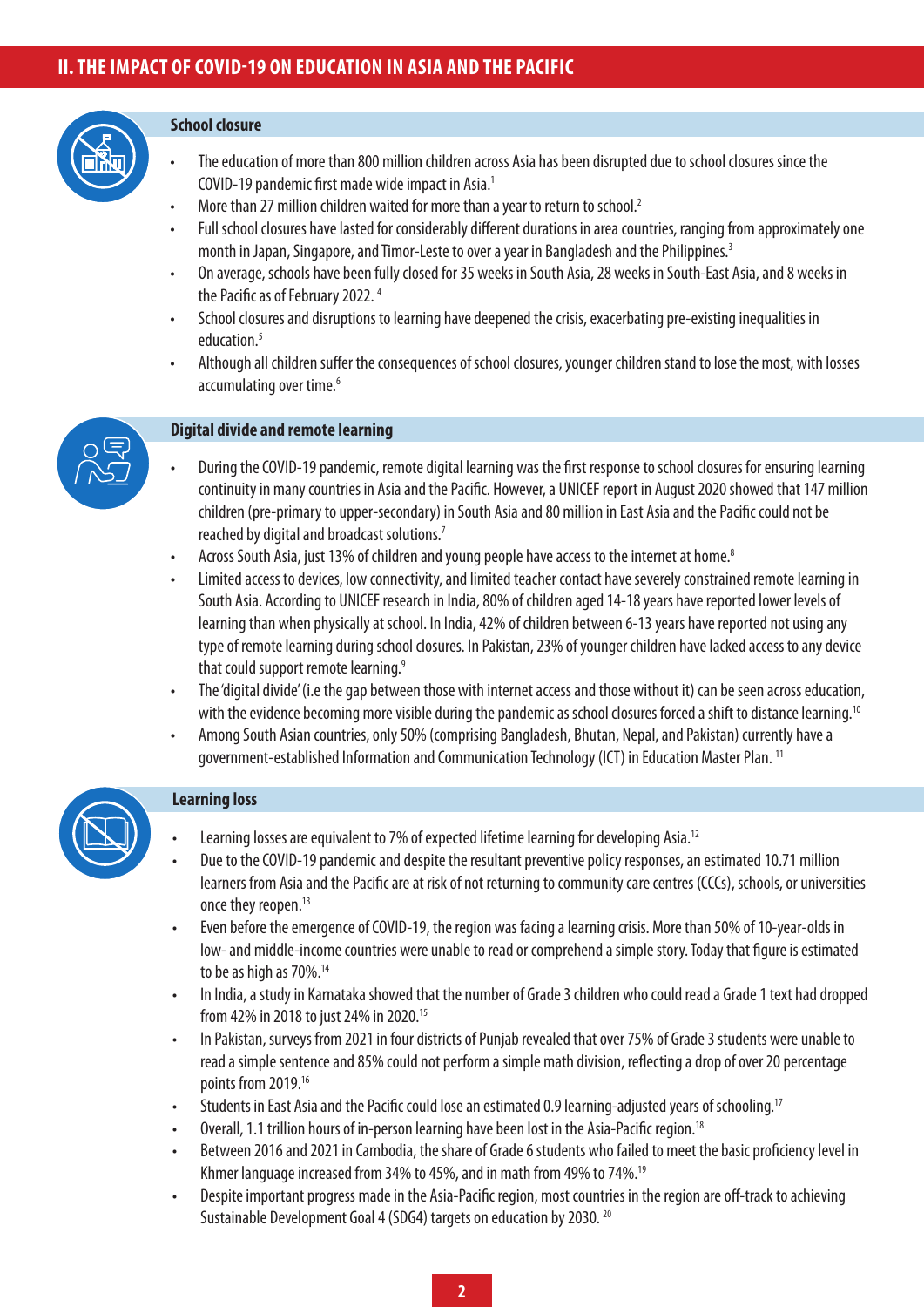## II. THE IMPACT OF COVID-19 ON EDUCATION IN ASIA AND THE PACIFIC

### School closure

- The education of more than 800 million children across Asia has been disrupted due to school closures since the COVID-19 pandemic first made wide impact in Asia.[1]
- More than 27 million children waited for more than a year to return to school.[2]
- Full school closures have lasted for considerably different durations in area countries, ranging from approximately one month in Japan, Singapore, and Timor-Leste to over a year in Bangladesh and the Philippines.[3]
- On average, schools have been fully closed for 35 weeks in South Asia, 28 weeks in South-East Asia, and 8 weeks in the Pacific as of February 2022.[4]
- School closures and disruptions to learning have deepened the crisis, exacerbating pre-existing inequalities in education.[5]
- Although all children suffer the consequences of school closures, younger children stand to lose the most, with losses accumulating over time.[6]

### Digital divide and remote learning

- During the COVID-19 pandemic, remote digital learning was the first response to school closures for ensuring learning continuity in many countries in Asia and the Pacific. However, a UNICEF report in August 2020 showed that 147 million children (pre-primary to upper-secondary) in South Asia and 80 million in East Asia and the Pacific could not be reached by digital and broadcast solutions.[7]
- Across South Asia, just 13% of children and young people have access to the internet at home.[8]
- Limited access to devices, low connectivity, and limited teacher contact have severely constrained remote learning in South Asia. According to UNICEF research in India, 80% of children aged 14-18 years have reported lower levels of learning than when physically at school. In India, 42% of children between 6-13 years have reported not using any type of remote learning during school closures. In Pakistan, 23% of younger children have lacked access to any device that could support remote learning.[9]
- The 'digital divide' (i.e the gap between those with internet access and those without it) can be seen across education, with the evidence becoming more visible during the pandemic as school closures forced a shift to distance learning.[10]
- Among South Asian countries, only 50% (comprising Bangladesh, Bhutan, Nepal, and Pakistan) currently have a government-established Information and Communication Technology (ICT) in Education Master Plan.[11]

### Learning loss

- Learning losses are equivalent to 7% of expected lifetime learning for developing Asia.[12]
- Due to the COVID-19 pandemic and despite the resultant preventive policy responses, an estimated 10.71 million learners from Asia and the Pacific are at risk of not returning to community care centres (CCCs), schools, or universities once they reopen.[13]
- Even before the emergence of COVID-19, the region was facing a learning crisis. More than 50% of 10-year-olds in low- and middle-income countries were unable to read or comprehend a simple story. Today that figure is estimated to be as high as 70%.[14]
- In India, a study in Karnataka showed that the number of Grade 3 children who could read a Grade 1 text had dropped from 42% in 2018 to just 24% in 2020.[15]
- In Pakistan, surveys from 2021 in four districts of Punjab revealed that over 75% of Grade 3 students were unable to read a simple sentence and 85% could not perform a simple math division, reflecting a drop of over 20 percentage points from 2019.[16]
- Students in East Asia and the Pacific could lose an estimated 0.9 learning-adjusted years of schooling.[17]
- Overall, 1.1 trillion hours of in-person learning have been lost in the Asia-Pacific region.[18]
- Between 2016 and 2021 in Cambodia, the share of Grade 6 students who failed to meet the basic proficiency level in Khmer language increased from 34% to 45%, and in math from 49% to 74%.[19]
- Despite important progress made in the Asia-Pacific region, most countries in the region are off-track to achieving Sustainable Development Goal 4 (SDG4) targets on education by 2030.[20]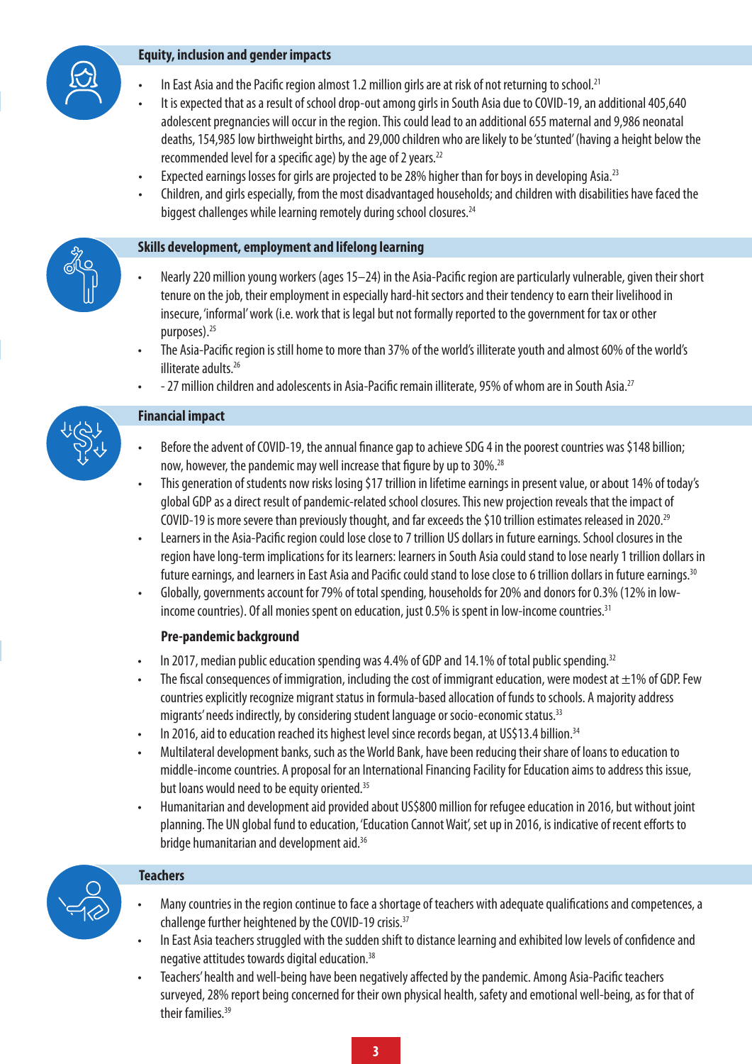## Equity, inclusion and gender impacts

- In East Asia and the Pacific region almost 1.2 million girls are at risk of not returning to school.[21]
- It is expected that as a result of school drop-out among girls in South Asia due to COVID-19, an additional 405,640 adolescent pregnancies will occur in the region. This could lead to an additional 655 maternal and 9,986 neonatal deaths, 154,985 low birthweight births, and 29,000 children who are likely to be 'stunted' (having a height below the recommended level for a specific age) by the age of 2 years.[22]
- Expected earnings losses for girls are projected to be 28% higher than for boys in developing Asia.[23]
- Children, and girls especially, from the most disadvantaged households; and children with disabilities have faced the biggest challenges while learning remotely during school closures.[24]

## Skills development, employment and lifelong learning

- Nearly 220 million young workers (ages 15–24) in the Asia-Pacific region are particularly vulnerable, given their short tenure on the job, their employment in especially hard-hit sectors and their tendency to earn their livelihood in insecure, 'informal' work (i.e. work that is legal but not formally reported to the government for tax or other purposes).[25]
- The Asia-Pacific region is still home to more than 37% of the world's illiterate youth and almost 60% of the world's illiterate adults.[26]
- - 27 million children and adolescents in Asia-Pacific remain illiterate, 95% of whom are in South Asia.[27]

## Financial impact

- Before the advent of COVID-19, the annual finance gap to achieve SDG 4 in the poorest countries was $148 billion; now, however, the pandemic may well increase that figure by up to 30%.[28]
- This generation of students now risks losing $17 trillion in lifetime earnings in present value, or about 14% of today's global GDP as a direct result of pandemic-related school closures. This new projection reveals that the impact of COVID-19 is more severe than previously thought, and far exceeds the $10 trillion estimates released in 2020.[29]
- Learners in the Asia-Pacific region could lose close to 7 trillion US dollars in future earnings. School closures in the region have long-term implications for its learners: learners in South Asia could stand to lose nearly 1 trillion dollars in future earnings, and learners in East Asia and Pacific could stand to lose close to 6 trillion dollars in future earnings.[30]
- Globally, governments account for 79% of total spending, households for 20% and donors for 0.3% (12% in low-income countries). Of all monies spent on education, just 0.5% is spent in low-income countries.[31]

### Pre-pandemic background

- In 2017, median public education spending was 4.4% of GDP and 14.1% of total public spending.[32]
- The fiscal consequences of immigration, including the cost of immigrant education, were modest at ±1% of GDP. Few countries explicitly recognize migrant status in formula-based allocation of funds to schools. A majority address migrants' needs indirectly, by considering student language or socio-economic status.[33]
- In 2016, aid to education reached its highest level since records began, at US$13.4 billion.[34]
- Multilateral development banks, such as the World Bank, have been reducing their share of loans to education to middle-income countries. A proposal for an International Financing Facility for Education aims to address this issue, but loans would need to be equity oriented.[35]
- Humanitarian and development aid provided about US$800 million for refugee education in 2016, but without joint planning. The UN global fund to education, 'Education Cannot Wait', set up in 2016, is indicative of recent efforts to bridge humanitarian and development aid.[36]

## Teachers

- Many countries in the region continue to face a shortage of teachers with adequate qualifications and competences, a challenge further heightened by the COVID-19 crisis.[37]
- In East Asia teachers struggled with the sudden shift to distance learning and exhibited low levels of confidence and negative attitudes towards digital education.[38]
- Teachers' health and well-being have been negatively affected by the pandemic. Among Asia-Pacific teachers surveyed, 28% report being concerned for their own physical health, safety and emotional well-being, as for that of their families.[39]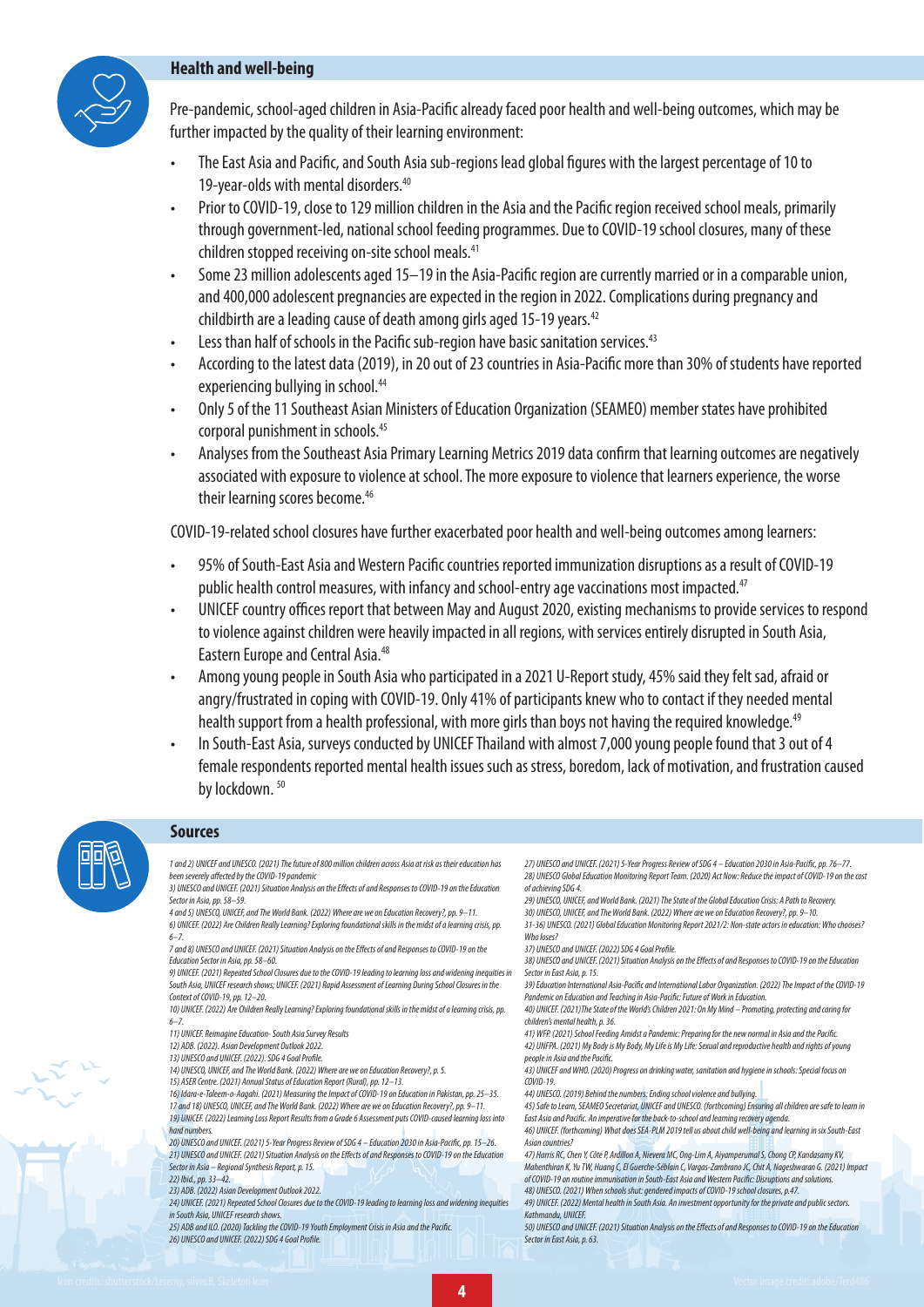## Health and well-being

Pre-pandemic, school-aged children in Asia-Pacific already faced poor health and well-being outcomes, which may be further impacted by the quality of their learning environment:

- The East Asia and Pacific, and South Asia sub-regions lead global figures with the largest percentage of 10 to 19-year-olds with mental disorders.[40]
- Prior to COVID-19, close to 129 million children in the Asia and the Pacific region received school meals, primarily through government-led, national school feeding programmes. Due to COVID-19 school closures, many of these children stopped receiving on-site school meals.[41]
- Some 23 million adolescents aged 15–19 in the Asia-Pacific region are currently married or in a comparable union, and 400,000 adolescent pregnancies are expected in the region in 2022. Complications during pregnancy and childbirth are a leading cause of death among girls aged 15-19 years.[42]
- Less than half of schools in the Pacific sub-region have basic sanitation services.[43]
- According to the latest data (2019), in 20 out of 23 countries in Asia-Pacific more than 30% of students have reported experiencing bullying in school.[44]
- Only 5 of the 11 Southeast Asian Ministers of Education Organization (SEAMEO) member states have prohibited corporal punishment in schools.[45]
- Analyses from the Southeast Asia Primary Learning Metrics 2019 data confirm that learning outcomes are negatively associated with exposure to violence at school. The more exposure to violence that learners experience, the worse their learning scores become.[46]

COVID-19-related school closures have further exacerbated poor health and well-being outcomes among learners:

- 95% of South-East Asia and Western Pacific countries reported immunization disruptions as a result of COVID-19 public health control measures, with infancy and school-entry age vaccinations most impacted.[47]
- UNICEF country offices report that between May and August 2020, existing mechanisms to provide services to respond to violence against children were heavily impacted in all regions, with services entirely disrupted in South Asia, Eastern Europe and Central Asia.[48]
- Among young people in South Asia who participated in a 2021 U-Report study, 45% said they felt sad, afraid or angry/frustrated in coping with COVID-19. Only 41% of participants knew who to contact if they needed mental health support from a health professional, with more girls than boys not having the required knowledge.[49]
- In South-East Asia, surveys conducted by UNICEF Thailand with almost 7,000 young people found that 3 out of 4 female respondents reported mental health issues such as stress, boredom, lack of motivation, and frustration caused by lockdown.[50]

## Sources

*1 and 2) UNICEF and UNESCO. (2021) The future of 800 million children across Asia at risk as their education has been severely affected by the COVID-19 pandemic*
*3) UNESCO and UNICEF. (2021) Situation Analysis on the Effects of and Responses to COVID-19 on the Education Sector in Asia, pp. 58–59.*
*4 and 5) UNESCO, UNICEF, and The World Bank. (2022) Where are we on Education Recovery?, pp. 9–11.*
*6) UNICEF. (2022) Are Children Really Learning? Exploring foundational skills in the midst of a learning crisis, pp. 6–7.*
*7 and 8) UNESCO and UNICEF. (2021) Situation Analysis on the Effects of and Responses to COVID-19 on the Education Sector in Asia, pp. 58–60.*
*9) UNICEF. (2021) Repeated School Closures due to the COVID-19 leading to learning loss and widening inequities in South Asia, UNICEF research shows; UNICEF. (2021) Rapid Assessment of Learning During School Closures in the Context of COVID-19, pp. 12–20.*
*10) UNICEF. (2022) Are Children Really Learning? Exploring foundational skills in the midst of a learning crisis, pp. 6–7.*
*11) UNICEF. Reimagine Education- South Asia Survey Results*
*12) ADB. (2022). Asian Development Outlook 2022.*
*13) UNESCO and UNICEF. (2022). SDG 4 Goal Profile.*
*14) UNESCO, UNICEF, and The World Bank. (2022) Where are we on Education Recovery?, p. 5.*
*15) ASER Centre. (2021) Annual Status of Education Report (Rural), pp. 12–13.*
*16) Idara-e-Taleem-o-Aagahi. (2021) Measuring the Impact of COVID-19 on Education in Pakistan, pp. 25–35.*
*17 and 18) UNESCO, UNICEF, and The World Bank. (2022) Where are we on Education Recovery?, pp. 9–11.*
*19) UNICEF. (2022) Learning Loss Report Results from a Grade 6 Assessment puts COVID-caused learning loss into hard numbers.*
*20) UNESCO and UNICEF. (2021) 5-Year Progress Review of SDG 4 – Education 2030 in Asia-Pacific, pp. 15–26.*
*21) UNESCO and UNICEF. (2021) Situation Analysis on the Effects of and Responses to COVID-19 on the Education Sector in Asia – Regional Synthesis Report, p. 15.*
*22) Ibid., pp. 33–42.*
*23) ADB. (2022) Asian Development Outlook 2022.*
*24) UNICEF. (2021) Repeated School Closures due to the COVID-19 leading to learning loss and widening inequities in South Asia, UNICEF research shows.*
*25) ADB and ILO. (2020) Tackling the COVID-19 Youth Employment Crisis in Asia and the Pacific.*
*26) UNESCO and UNICEF. (2022) SDG 4 Goal Profile.*
*27) UNESCO and UNICEF. (2021) 5-Year Progress Review of SDG 4 – Education 2030 in Asia-Pacific, pp. 76–77.*
*28) UNESCO Global Education Monitoring Report Team. (2020) Act Now: Reduce the impact of COVID-19 on the cost of achieving SDG 4.*
*29) UNESCO, UNICEF, and World Bank. (2021) The State of the Global Education Crisis: A Path to Recovery.*
*30) UNESCO, UNICEF, and The World Bank. (2022) Where are we on Education Recovery?, pp. 9–10.*
*31-36) UNESCO. (2021) Global Education Monitoring Report 2021/2: Non-state actors in education: Who chooses? Who loses?*
*37) UNESCO and UNICEF. (2022) SDG 4 Goal Profile.*
*38) UNESCO and UNICEF. (2021) Situation Analysis on the Effects of and Responses to COVID-19 on the Education Sector in East Asia, p. 15.*
*39) Education International Asia-Pacific and International Labor Organization. (2022) The Impact of the COVID-19 Pandemic on Education and Teaching in Asia-Pacific: Future of Work in Education.*
*40) UNICEF. (2021)The State of the World's Children 2021: On My Mind – Promoting, protecting and caring for children's mental health, p. 36.*
*41) WFP. (2021) School Feeding Amidst a Pandemic: Preparing for the new normal in Asia and the Pacific.*
*42) UNFPA. (2021) My Body is My Body, My Life is My Life: Sexual and reproductive health and rights of young people in Asia and the Pacific.*
*43) UNICEF and WHO. (2020) Progress on drinking water, sanitation and hygiene in schools: Special focus on COVID-19.*
*44) UNESCO. (2019) Behind the numbers: Ending school violence and bullying.*
*45) Safe to Learn, SEAMEO Secretariat, UNICEF and UNESCO. (forthcoming) Ensuring all children are safe to learn in East Asia and Pacific. An imperative for the back-to-school and learning recovery agenda.*
*46) UNICEF. (forthcoming) What does SEA-PLM 2019 tell us about child well-being and learning in six South-East Asian countries?*
*47) Harris RC, Chen Y, Côte P, Ardillon A, Nievera MC, Ong-Lim A, Aiyamperumal S, Chong CP, Kandasamy KV, Mahenthiran K, Yu TW, Huang C, El Guerche-Séblain C, Vargas-Zambrano JC, Chit A, Nageshwaran G. (2021) Impact of COVID-19 on routine immunisation in South-East Asia and Western Pacific: Disruptions and solutions.*
*48) UNESCO. (2021) When schools shut: gendered impacts of COVID-19 school closures, p.47.*
*49) UNICEF. (2022) Mental health in South Asia. An investment opportunity for the private and public sectors. Kathmandu, UNICEF.*
*50) UNESCO and UNICEF. (2021) Situation Analysis on the Effects of and Responses to COVID-19 on the Education Sector in East Asia, p. 63.*

Icon credits: shutterstock/Leremy, silver.B, Skeleton Icon

Vector image credit: adobe/Terd486